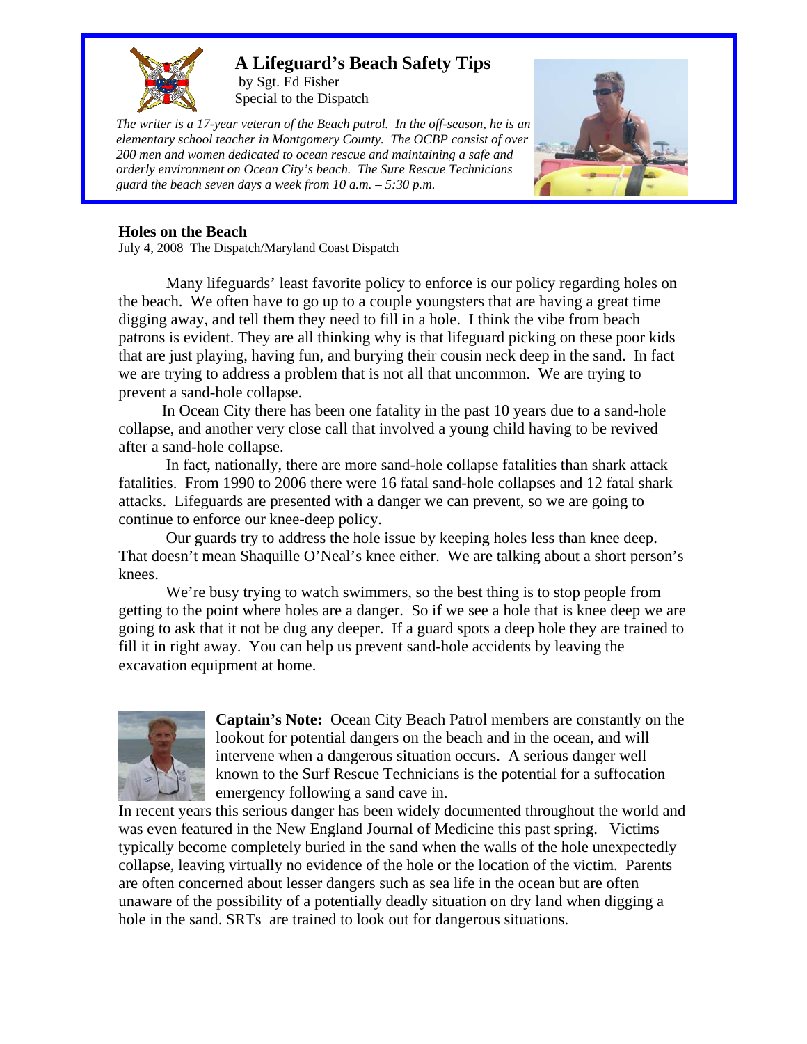# A Lifeguard's Beach Safety Tips

by Sgt. Ed Fisher
Special to the Dispatch

*The writer is a 17-year veteran of the Beach patrol. In the off-season, he is an elementary school teacher in Montgomery County. The OCBP consist of over 200 men and women dedicated to ocean rescue and maintaining a safe and orderly environment on Ocean City's beach. The Sure Rescue Technicians guard the beach seven days a week from 10 a.m. – 5:30 p.m.*

## Holes on the Beach

July 4, 2008 The Dispatch/Maryland Coast Dispatch

Many lifeguards' least favorite policy to enforce is our policy regarding holes on the beach. We often have to go up to a couple youngsters that are having a great time digging away, and tell them they need to fill in a hole. I think the vibe from beach patrons is evident. They are all thinking why is that lifeguard picking on these poor kids that are just playing, having fun, and burying their cousin neck deep in the sand. In fact we are trying to address a problem that is not all that uncommon. We are trying to prevent a sand-hole collapse.

In Ocean City there has been one fatality in the past 10 years due to a sand-hole collapse, and another very close call that involved a young child having to be revived after a sand-hole collapse.

In fact, nationally, there are more sand-hole collapse fatalities than shark attack fatalities. From 1990 to 2006 there were 16 fatal sand-hole collapses and 12 fatal shark attacks. Lifeguards are presented with a danger we can prevent, so we are going to continue to enforce our knee-deep policy.

Our guards try to address the hole issue by keeping holes less than knee deep. That doesn't mean Shaquille O'Neal's knee either. We are talking about a short person's knees.

We're busy trying to watch swimmers, so the best thing is to stop people from getting to the point where holes are a danger. So if we see a hole that is knee deep we are going to ask that it not be dug any deeper. If a guard spots a deep hole they are trained to fill it in right away. You can help us prevent sand-hole accidents by leaving the excavation equipment at home.

**Captain's Note:** Ocean City Beach Patrol members are constantly on the lookout for potential dangers on the beach and in the ocean, and will intervene when a dangerous situation occurs. A serious danger well known to the Surf Rescue Technicians is the potential for a suffocation emergency following a sand cave in.

In recent years this serious danger has been widely documented throughout the world and was even featured in the New England Journal of Medicine this past spring. Victims typically become completely buried in the sand when the walls of the hole unexpectedly collapse, leaving virtually no evidence of the hole or the location of the victim. Parents are often concerned about lesser dangers such as sea life in the ocean but are often unaware of the possibility of a potentially deadly situation on dry land when digging a hole in the sand. SRTs are trained to look out for dangerous situations.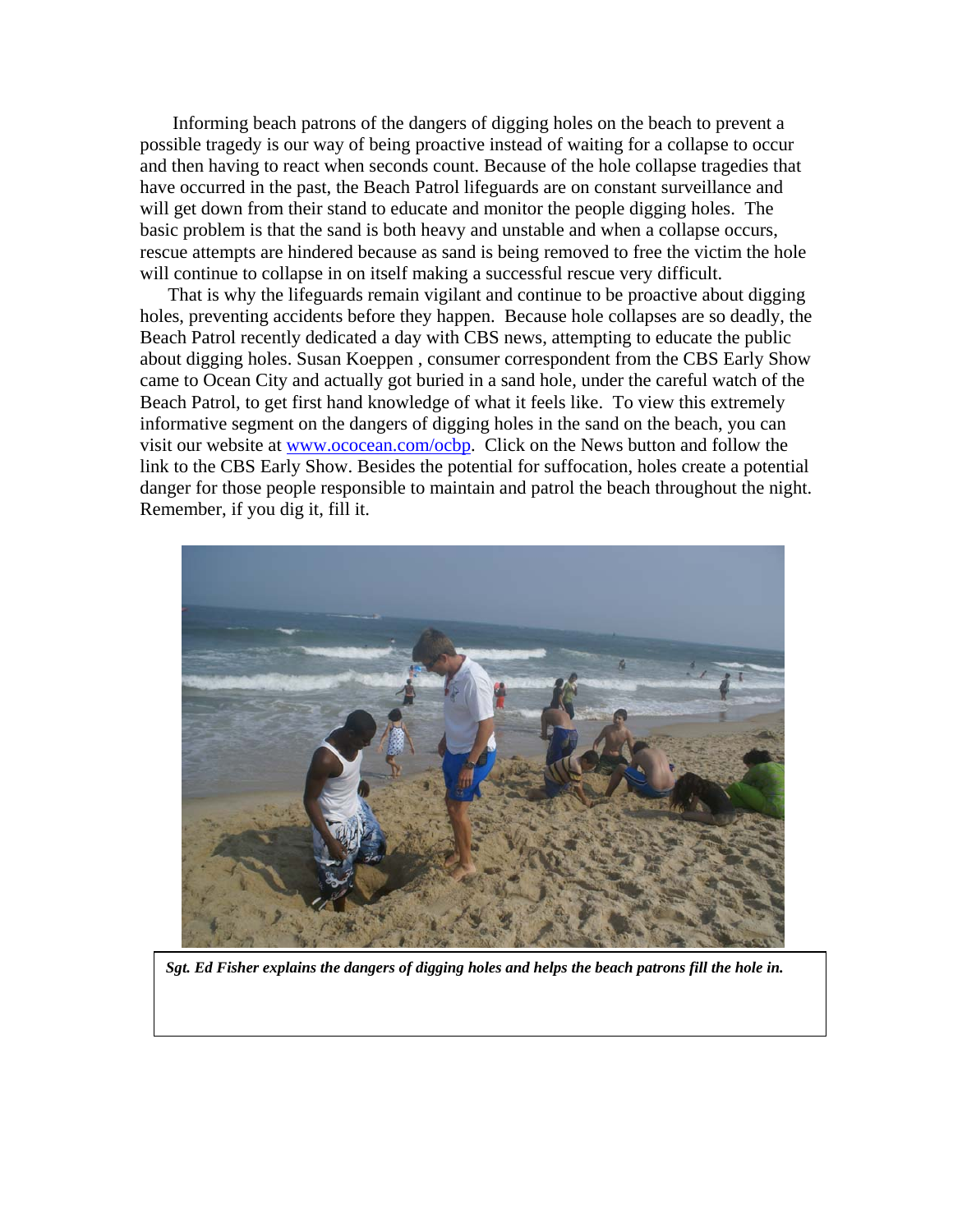Informing beach patrons of the dangers of digging holes on the beach to prevent a possible tragedy is our way of being proactive instead of waiting for a collapse to occur and then having to react when seconds count. Because of the hole collapse tragedies that have occurred in the past, the Beach Patrol lifeguards are on constant surveillance and will get down from their stand to educate and monitor the people digging holes. The basic problem is that the sand is both heavy and unstable and when a collapse occurs, rescue attempts are hindered because as sand is being removed to free the victim the hole will continue to collapse in on itself making a successful rescue very difficult.

That is why the lifeguards remain vigilant and continue to be proactive about digging holes, preventing accidents before they happen. Because hole collapses are so deadly, the Beach Patrol recently dedicated a day with CBS news, attempting to educate the public about digging holes. Susan Koeppen , consumer correspondent from the CBS Early Show came to Ocean City and actually got buried in a sand hole, under the careful watch of the Beach Patrol, to get first hand knowledge of what it feels like. To view this extremely informative segment on the dangers of digging holes in the sand on the beach, you can visit our website at [www.ococean.com/ocbp](http://www.ococean.com/ocbp). Click on the News button and follow the link to the CBS Early Show. Besides the potential for suffocation, holes create a potential danger for those people responsible to maintain and patrol the beach throughout the night. Remember, if you dig it, fill it.

***Sgt. Ed Fisher explains the dangers of digging holes and helps the beach patrons fill the hole in.***